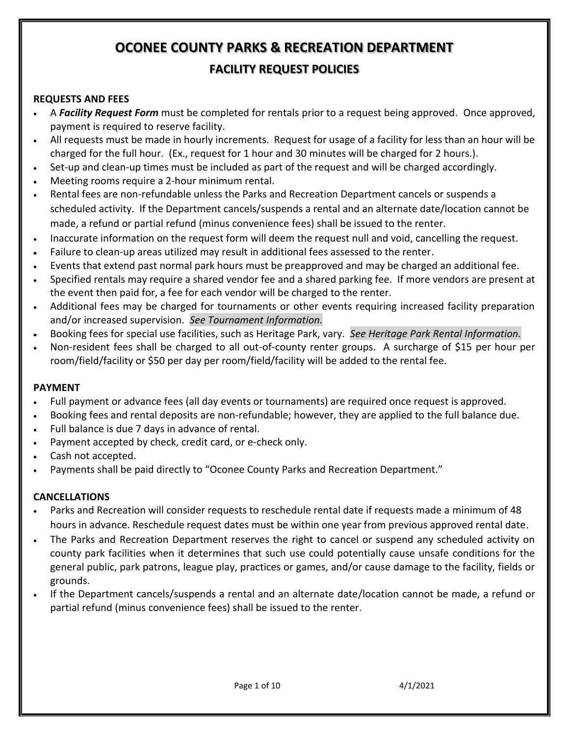# OCONEE COUNTY PARKS & RECREATION DEPARTMENT

## FACILITY REQUEST POLICIES

### REQUESTS AND FEES

- A ***Facility Request Form*** must be completed for rentals prior to a request being approved. Once approved, payment is required to reserve facility.
- All requests must be made in hourly increments. Request for usage of a facility for less than an hour will be charged for the full hour. (Ex., request for 1 hour and 30 minutes will be charged for 2 hours.).
- Set-up and clean-up times must be included as part of the request and will be charged accordingly.
- Meeting rooms require a 2-hour minimum rental.
- Rental fees are non-refundable unless the Parks and Recreation Department cancels or suspends a scheduled activity. If the Department cancels/suspends a rental and an alternate date/location cannot be made, a refund or partial refund (minus convenience fees) shall be issued to the renter.
- Inaccurate information on the request form will deem the request null and void, cancelling the request.
- Failure to clean-up areas utilized may result in additional fees assessed to the renter.
- Events that extend past normal park hours must be preapproved and may be charged an additional fee.
- Specified rentals may require a shared vendor fee and a shared parking fee. If more vendors are present at the event then paid for, a fee for each vendor will be charged to the renter.
- Additional fees may be charged for tournaments or other events requiring increased facility preparation and/or increased supervision. *See Tournament Information.*
- Booking fees for special use facilities, such as Heritage Park, vary. *See Heritage Park Rental Information.*
- Non-resident fees shall be charged to all out-of-county renter groups. A surcharge of $15 per hour per room/field/facility or $50 per day per room/field/facility will be added to the rental fee.

### PAYMENT

- Full payment or advance fees (all day events or tournaments) are required once request is approved.
- Booking fees and rental deposits are non-refundable; however, they are applied to the full balance due.
- Full balance is due 7 days in advance of rental.
- Payment accepted by check, credit card, or e-check only.
- Cash not accepted.
- Payments shall be paid directly to "Oconee County Parks and Recreation Department."

### CANCELLATIONS

- Parks and Recreation will consider requests to reschedule rental date if requests made a minimum of 48 hours in advance. Reschedule request dates must be within one year from previous approved rental date.
- The Parks and Recreation Department reserves the right to cancel or suspend any scheduled activity on county park facilities when it determines that such use could potentially cause unsafe conditions for the general public, park patrons, league play, practices or games, and/or cause damage to the facility, fields or grounds.
- If the Department cancels/suspends a rental and an alternate date/location cannot be made, a refund or partial refund (minus convenience fees) shall be issued to the renter.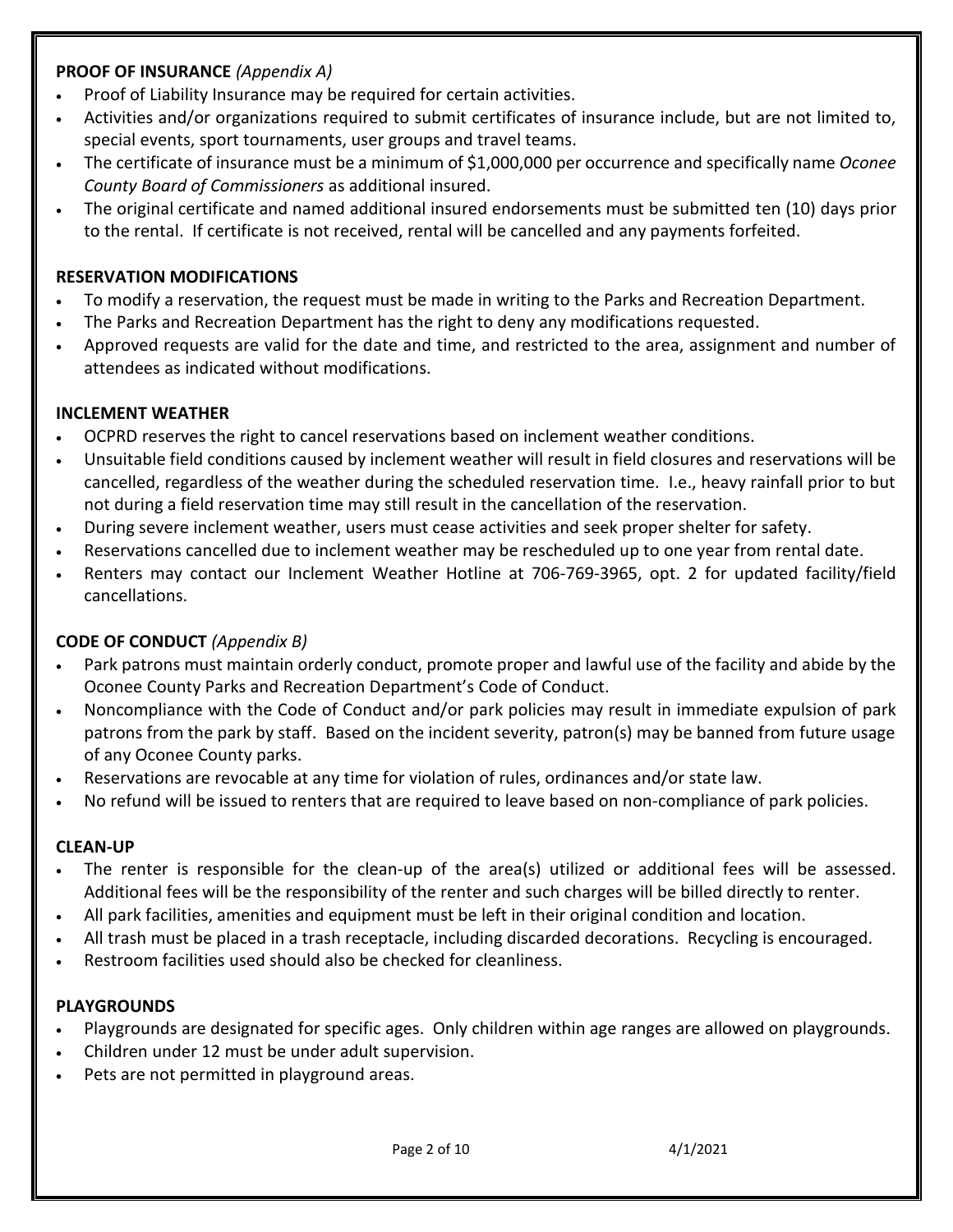**PROOF OF INSURANCE** *(Appendix A)*

- Proof of Liability Insurance may be required for certain activities.
- Activities and/or organizations required to submit certificates of insurance include, but are not limited to, special events, sport tournaments, user groups and travel teams.
- The certificate of insurance must be a minimum of $1,000,000 per occurrence and specifically name *Oconee County Board of Commissioners* as additional insured.
- The original certificate and named additional insured endorsements must be submitted ten (10) days prior to the rental. If certificate is not received, rental will be cancelled and any payments forfeited.

**RESERVATION MODIFICATIONS**

- To modify a reservation, the request must be made in writing to the Parks and Recreation Department.
- The Parks and Recreation Department has the right to deny any modifications requested.
- Approved requests are valid for the date and time, and restricted to the area, assignment and number of attendees as indicated without modifications.

**INCLEMENT WEATHER**

- OCPRD reserves the right to cancel reservations based on inclement weather conditions.
- Unsuitable field conditions caused by inclement weather will result in field closures and reservations will be cancelled, regardless of the weather during the scheduled reservation time. I.e., heavy rainfall prior to but not during a field reservation time may still result in the cancellation of the reservation.
- During severe inclement weather, users must cease activities and seek proper shelter for safety.
- Reservations cancelled due to inclement weather may be rescheduled up to one year from rental date.
- Renters may contact our Inclement Weather Hotline at 706-769-3965, opt. 2 for updated facility/field cancellations.

**CODE OF CONDUCT** *(Appendix B)*

- Park patrons must maintain orderly conduct, promote proper and lawful use of the facility and abide by the Oconee County Parks and Recreation Department's Code of Conduct.
- Noncompliance with the Code of Conduct and/or park policies may result in immediate expulsion of park patrons from the park by staff. Based on the incident severity, patron(s) may be banned from future usage of any Oconee County parks.
- Reservations are revocable at any time for violation of rules, ordinances and/or state law.
- No refund will be issued to renters that are required to leave based on non-compliance of park policies.

**CLEAN-UP**

- The renter is responsible for the clean-up of the area(s) utilized or additional fees will be assessed. Additional fees will be the responsibility of the renter and such charges will be billed directly to renter.
- All park facilities, amenities and equipment must be left in their original condition and location.
- All trash must be placed in a trash receptacle, including discarded decorations. Recycling is encouraged.
- Restroom facilities used should also be checked for cleanliness.

**PLAYGROUNDS**

- Playgrounds are designated for specific ages. Only children within age ranges are allowed on playgrounds.
- Children under 12 must be under adult supervision.
- Pets are not permitted in playground areas.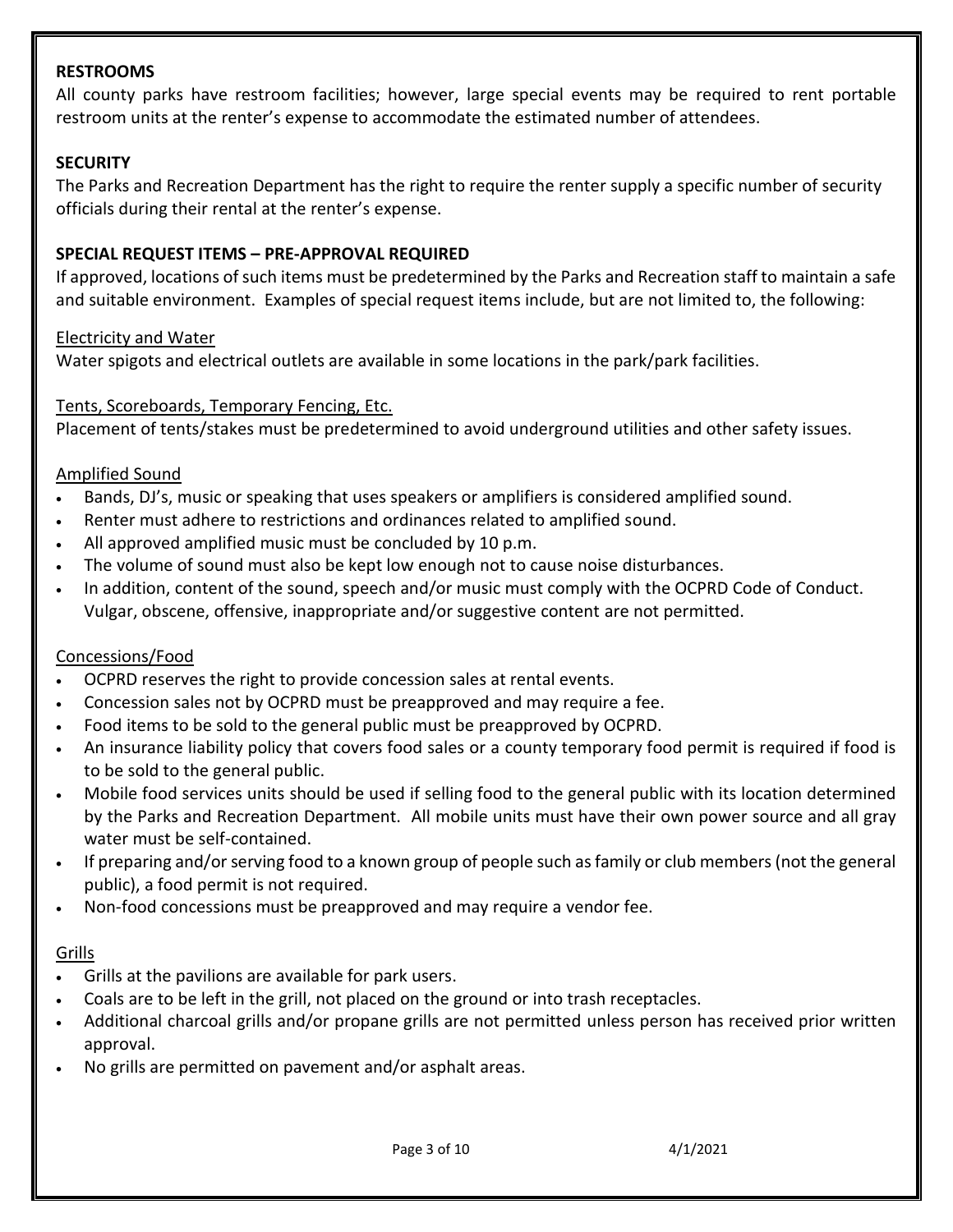## RESTROOMS

All county parks have restroom facilities; however, large special events may be required to rent portable restroom units at the renter's expense to accommodate the estimated number of attendees.

## SECURITY

The Parks and Recreation Department has the right to require the renter supply a specific number of security officials during their rental at the renter's expense.

## SPECIAL REQUEST ITEMS – PRE-APPROVAL REQUIRED

If approved, locations of such items must be predetermined by the Parks and Recreation staff to maintain a safe and suitable environment. Examples of special request items include, but are not limited to, the following:

### Electricity and Water

Water spigots and electrical outlets are available in some locations in the park/park facilities.

### Tents, Scoreboards, Temporary Fencing, Etc.

Placement of tents/stakes must be predetermined to avoid underground utilities and other safety issues.

### Amplified Sound

- Bands, DJ's, music or speaking that uses speakers or amplifiers is considered amplified sound.
- Renter must adhere to restrictions and ordinances related to amplified sound.
- All approved amplified music must be concluded by 10 p.m.
- The volume of sound must also be kept low enough not to cause noise disturbances.
- In addition, content of the sound, speech and/or music must comply with the OCPRD Code of Conduct. Vulgar, obscene, offensive, inappropriate and/or suggestive content are not permitted.

### Concessions/Food

- OCPRD reserves the right to provide concession sales at rental events.
- Concession sales not by OCPRD must be preapproved and may require a fee.
- Food items to be sold to the general public must be preapproved by OCPRD.
- An insurance liability policy that covers food sales or a county temporary food permit is required if food is to be sold to the general public.
- Mobile food services units should be used if selling food to the general public with its location determined by the Parks and Recreation Department. All mobile units must have their own power source and all gray water must be self-contained.
- If preparing and/or serving food to a known group of people such as family or club members (not the general public), a food permit is not required.
- Non-food concessions must be preapproved and may require a vendor fee.

### Grills

- Grills at the pavilions are available for park users.
- Coals are to be left in the grill, not placed on the ground or into trash receptacles.
- Additional charcoal grills and/or propane grills are not permitted unless person has received prior written approval.
- No grills are permitted on pavement and/or asphalt areas.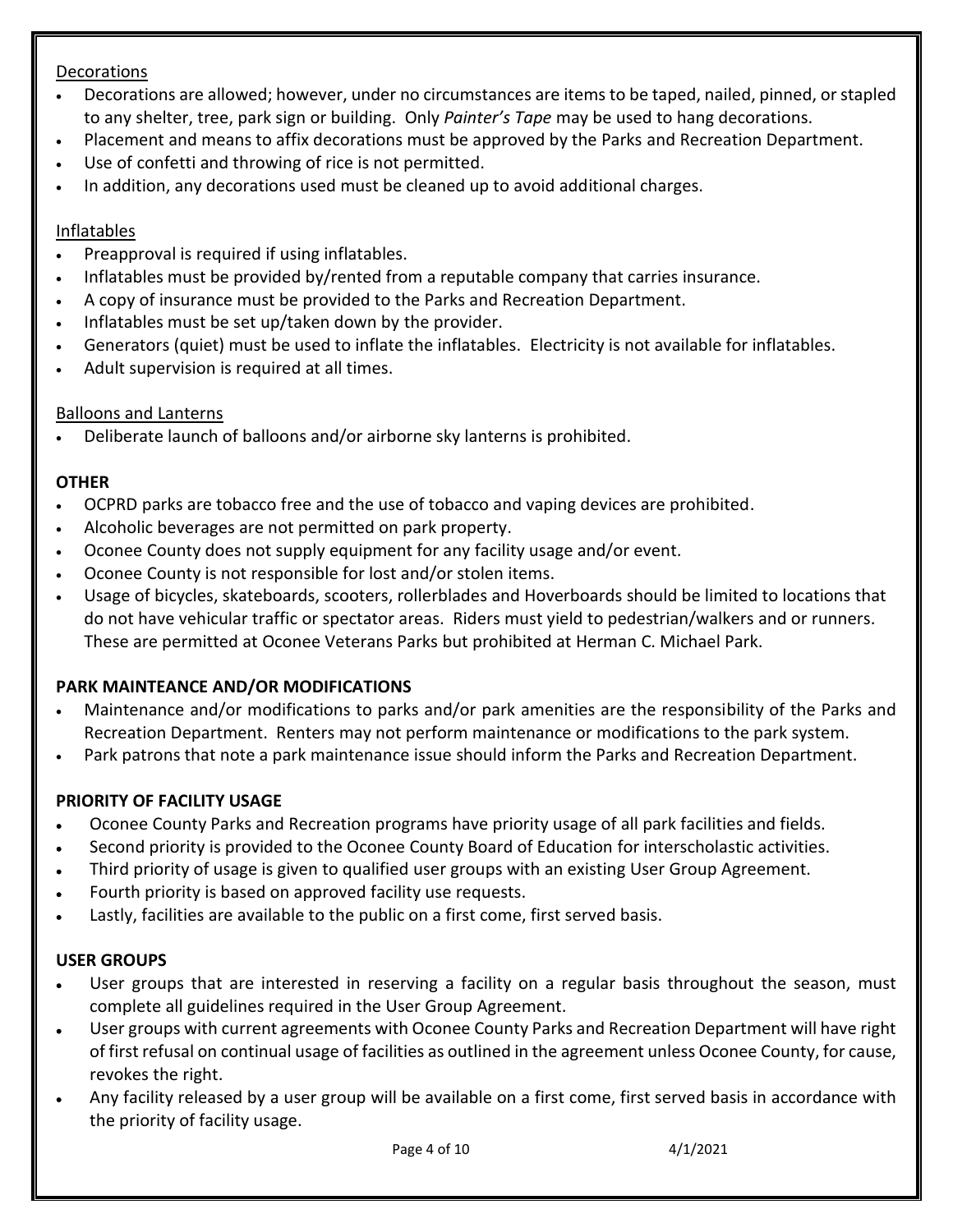Decorations

- Decorations are allowed; however, under no circumstances are items to be taped, nailed, pinned, or stapled to any shelter, tree, park sign or building. Only *Painter's Tape* may be used to hang decorations.
- Placement and means to affix decorations must be approved by the Parks and Recreation Department.
- Use of confetti and throwing of rice is not permitted.
- In addition, any decorations used must be cleaned up to avoid additional charges.

Inflatables

- Preapproval is required if using inflatables.
- Inflatables must be provided by/rented from a reputable company that carries insurance.
- A copy of insurance must be provided to the Parks and Recreation Department.
- Inflatables must be set up/taken down by the provider.
- Generators (quiet) must be used to inflate the inflatables. Electricity is not available for inflatables.
- Adult supervision is required at all times.

Balloons and Lanterns

- Deliberate launch of balloons and/or airborne sky lanterns is prohibited.

**OTHER**

- OCPRD parks are tobacco free and the use of tobacco and vaping devices are prohibited.
- Alcoholic beverages are not permitted on park property.
- Oconee County does not supply equipment for any facility usage and/or event.
- Oconee County is not responsible for lost and/or stolen items.
- Usage of bicycles, skateboards, scooters, rollerblades and Hoverboards should be limited to locations that do not have vehicular traffic or spectator areas. Riders must yield to pedestrian/walkers and or runners. These are permitted at Oconee Veterans Parks but prohibited at Herman C. Michael Park.

**PARK MAINTEANCE AND/OR MODIFICATIONS**

- Maintenance and/or modifications to parks and/or park amenities are the responsibility of the Parks and Recreation Department. Renters may not perform maintenance or modifications to the park system.
- Park patrons that note a park maintenance issue should inform the Parks and Recreation Department.

**PRIORITY OF FACILITY USAGE**

- Oconee County Parks and Recreation programs have priority usage of all park facilities and fields.
- Second priority is provided to the Oconee County Board of Education for interscholastic activities.
- Third priority of usage is given to qualified user groups with an existing User Group Agreement.
- Fourth priority is based on approved facility use requests.
- Lastly, facilities are available to the public on a first come, first served basis.

**USER GROUPS**

- User groups that are interested in reserving a facility on a regular basis throughout the season, must complete all guidelines required in the User Group Agreement.
- User groups with current agreements with Oconee County Parks and Recreation Department will have right of first refusal on continual usage of facilities as outlined in the agreement unless Oconee County, for cause, revokes the right.
- Any facility released by a user group will be available on a first come, first served basis in accordance with the priority of facility usage.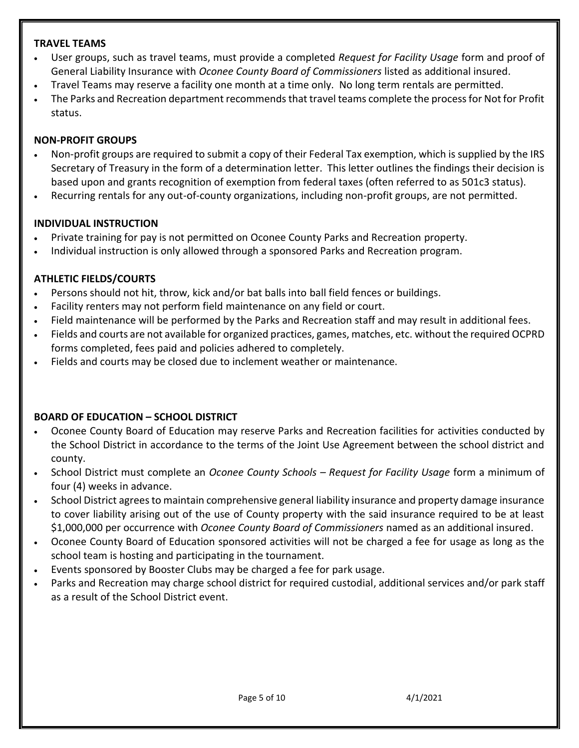**TRAVEL TEAMS**

- User groups, such as travel teams, must provide a completed *Request for Facility Usage* form and proof of General Liability Insurance with *Oconee County Board of Commissioners* listed as additional insured.
- Travel Teams may reserve a facility one month at a time only. No long term rentals are permitted.
- The Parks and Recreation department recommends that travel teams complete the process for Not for Profit status.

**NON-PROFIT GROUPS**

- Non-profit groups are required to submit a copy of their Federal Tax exemption, which is supplied by the IRS Secretary of Treasury in the form of a determination letter. This letter outlines the findings their decision is based upon and grants recognition of exemption from federal taxes (often referred to as 501c3 status).
- Recurring rentals for any out-of-county organizations, including non-profit groups, are not permitted.

**INDIVIDUAL INSTRUCTION**

- Private training for pay is not permitted on Oconee County Parks and Recreation property.
- Individual instruction is only allowed through a sponsored Parks and Recreation program.

**ATHLETIC FIELDS/COURTS**

- Persons should not hit, throw, kick and/or bat balls into ball field fences or buildings.
- Facility renters may not perform field maintenance on any field or court.
- Field maintenance will be performed by the Parks and Recreation staff and may result in additional fees.
- Fields and courts are not available for organized practices, games, matches, etc. without the required OCPRD forms completed, fees paid and policies adhered to completely.
- Fields and courts may be closed due to inclement weather or maintenance.

**BOARD OF EDUCATION – SCHOOL DISTRICT**

- Oconee County Board of Education may reserve Parks and Recreation facilities for activities conducted by the School District in accordance to the terms of the Joint Use Agreement between the school district and county.
- School District must complete an *Oconee County Schools – Request for Facility Usage* form a minimum of four (4) weeks in advance.
- School District agrees to maintain comprehensive general liability insurance and property damage insurance to cover liability arising out of the use of County property with the said insurance required to be at least $1,000,000 per occurrence with *Oconee County Board of Commissioners* named as an additional insured.
- Oconee County Board of Education sponsored activities will not be charged a fee for usage as long as the school team is hosting and participating in the tournament.
- Events sponsored by Booster Clubs may be charged a fee for park usage.
- Parks and Recreation may charge school district for required custodial, additional services and/or park staff as a result of the School District event.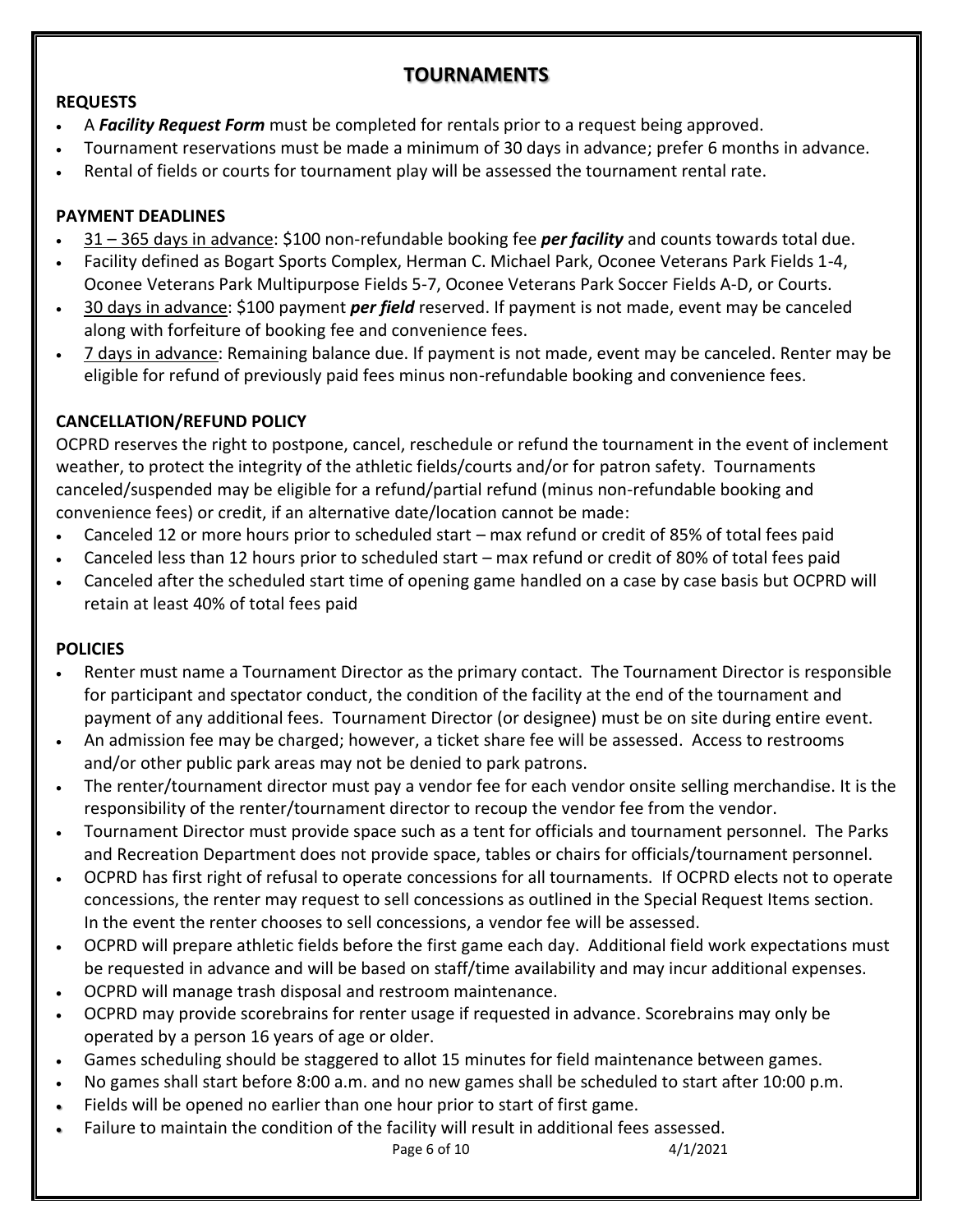# TOURNAMENTS

### REQUESTS

- A ***Facility Request Form*** must be completed for rentals prior to a request being approved.
- Tournament reservations must be made a minimum of 30 days in advance; prefer 6 months in advance.
- Rental of fields or courts for tournament play will be assessed the tournament rental rate.

### PAYMENT DEADLINES

- <u>31 – 365 days in advance</u>: $100 non-refundable booking fee ***per facility*** and counts towards total due.
- Facility defined as Bogart Sports Complex, Herman C. Michael Park, Oconee Veterans Park Fields 1-4, Oconee Veterans Park Multipurpose Fields 5-7, Oconee Veterans Park Soccer Fields A-D, or Courts.
- <u>30 days in advance</u>: $100 payment ***per field*** reserved. If payment is not made, event may be canceled along with forfeiture of booking fee and convenience fees.
- <u>7 days in advance</u>: Remaining balance due. If payment is not made, event may be canceled. Renter may be eligible for refund of previously paid fees minus non-refundable booking and convenience fees.

### CANCELLATION/REFUND POLICY

OCPRD reserves the right to postpone, cancel, reschedule or refund the tournament in the event of inclement weather, to protect the integrity of the athletic fields/courts and/or for patron safety. Tournaments canceled/suspended may be eligible for a refund/partial refund (minus non-refundable booking and convenience fees) or credit, if an alternative date/location cannot be made:

- Canceled 12 or more hours prior to scheduled start – max refund or credit of 85% of total fees paid
- Canceled less than 12 hours prior to scheduled start – max refund or credit of 80% of total fees paid
- Canceled after the scheduled start time of opening game handled on a case by case basis but OCPRD will retain at least 40% of total fees paid

### POLICIES

- Renter must name a Tournament Director as the primary contact. The Tournament Director is responsible for participant and spectator conduct, the condition of the facility at the end of the tournament and payment of any additional fees. Tournament Director (or designee) must be on site during entire event.
- An admission fee may be charged; however, a ticket share fee will be assessed. Access to restrooms and/or other public park areas may not be denied to park patrons.
- The renter/tournament director must pay a vendor fee for each vendor onsite selling merchandise. It is the responsibility of the renter/tournament director to recoup the vendor fee from the vendor.
- Tournament Director must provide space such as a tent for officials and tournament personnel. The Parks and Recreation Department does not provide space, tables or chairs for officials/tournament personnel.
- OCPRD has first right of refusal to operate concessions for all tournaments. If OCPRD elects not to operate concessions, the renter may request to sell concessions as outlined in the Special Request Items section. In the event the renter chooses to sell concessions, a vendor fee will be assessed.
- OCPRD will prepare athletic fields before the first game each day. Additional field work expectations must be requested in advance and will be based on staff/time availability and may incur additional expenses.
- OCPRD will manage trash disposal and restroom maintenance.
- OCPRD may provide scorebrains for renter usage if requested in advance. Scorebrains may only be operated by a person 16 years of age or older.
- Games scheduling should be staggered to allot 15 minutes for field maintenance between games.
- No games shall start before 8:00 a.m. and no new games shall be scheduled to start after 10:00 p.m.
- Fields will be opened no earlier than one hour prior to start of first game.
- Failure to maintain the condition of the facility will result in additional fees assessed.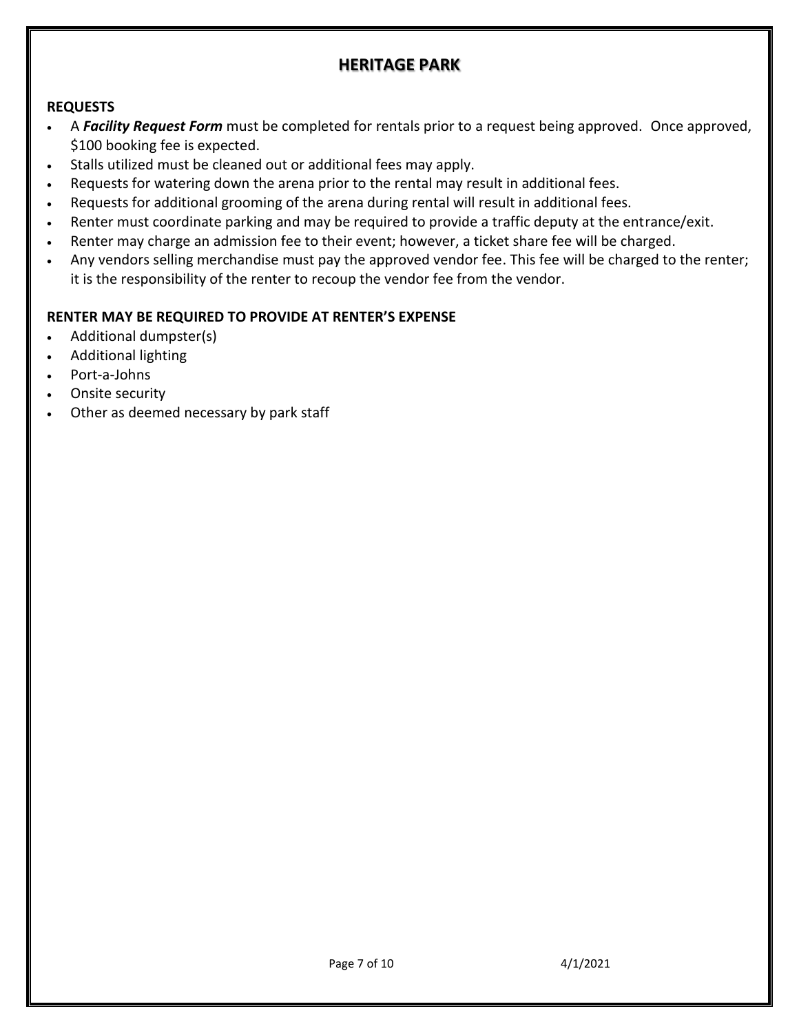# HERITAGE PARK

**REQUESTS**

- A ***Facility Request Form*** must be completed for rentals prior to a request being approved. Once approved, $100 booking fee is expected.
- Stalls utilized must be cleaned out or additional fees may apply.
- Requests for watering down the arena prior to the rental may result in additional fees.
- Requests for additional grooming of the arena during rental will result in additional fees.
- Renter must coordinate parking and may be required to provide a traffic deputy at the entrance/exit.
- Renter may charge an admission fee to their event; however, a ticket share fee will be charged.
- Any vendors selling merchandise must pay the approved vendor fee. This fee will be charged to the renter; it is the responsibility of the renter to recoup the vendor fee from the vendor.

**RENTER MAY BE REQUIRED TO PROVIDE AT RENTER'S EXPENSE**

- Additional dumpster(s)
- Additional lighting
- Port-a-Johns
- Onsite security
- Other as deemed necessary by park staff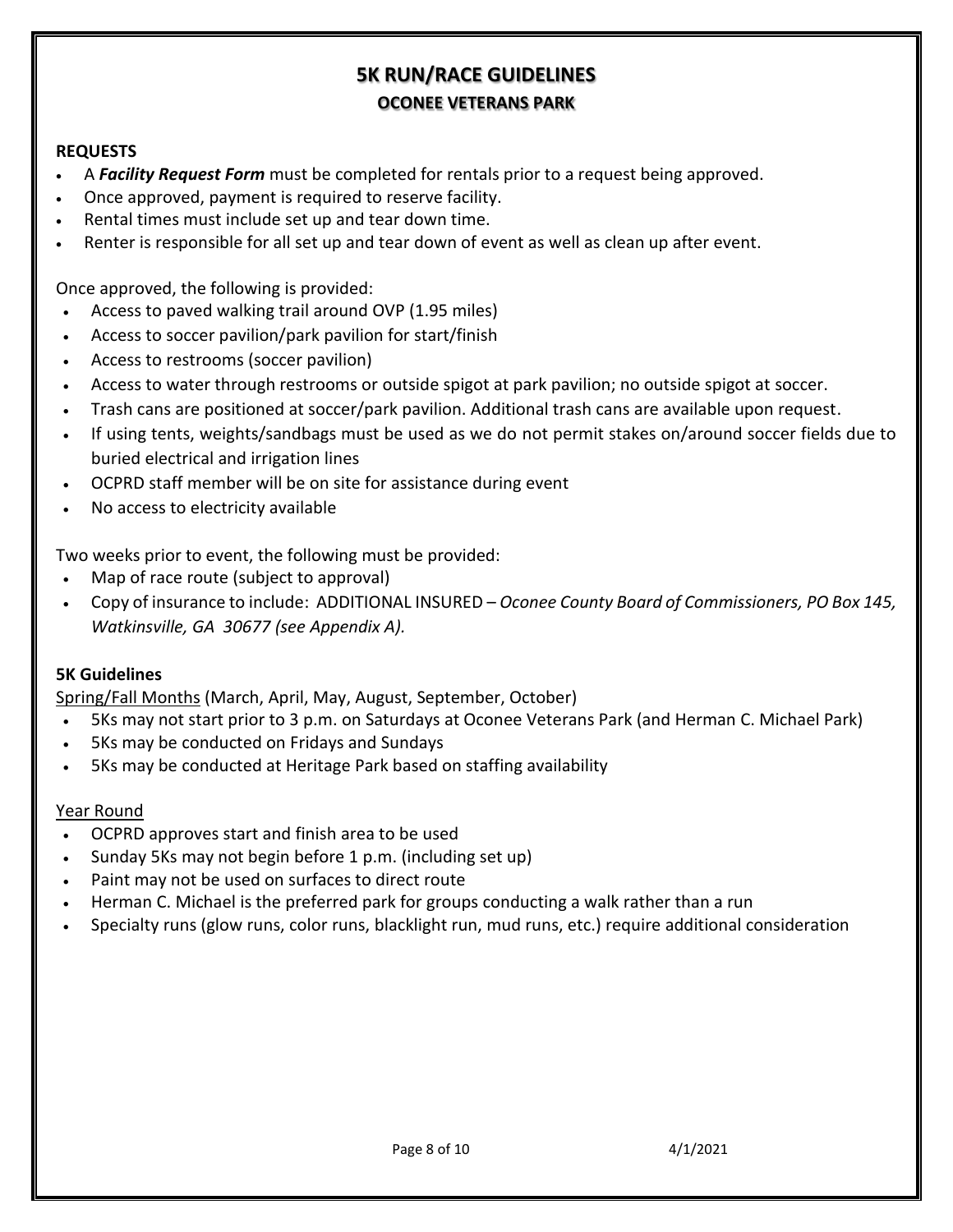# 5K RUN/RACE GUIDELINES

## OCONEE VETERANS PARK

**REQUESTS**

- A ***Facility Request Form*** must be completed for rentals prior to a request being approved.
- Once approved, payment is required to reserve facility.
- Rental times must include set up and tear down time.
- Renter is responsible for all set up and tear down of event as well as clean up after event.

Once approved, the following is provided:

- Access to paved walking trail around OVP (1.95 miles)
- Access to soccer pavilion/park pavilion for start/finish
- Access to restrooms (soccer pavilion)
- Access to water through restrooms or outside spigot at park pavilion; no outside spigot at soccer.
- Trash cans are positioned at soccer/park pavilion. Additional trash cans are available upon request.
- If using tents, weights/sandbags must be used as we do not permit stakes on/around soccer fields due to buried electrical and irrigation lines
- OCPRD staff member will be on site for assistance during event
- No access to electricity available

Two weeks prior to event, the following must be provided:

- Map of race route (subject to approval)
- Copy of insurance to include: ADDITIONAL INSURED – *Oconee County Board of Commissioners, PO Box 145, Watkinsville, GA 30677 (see Appendix A).*

**5K Guidelines**

<u>Spring/Fall Months</u> (March, April, May, August, September, October)

- 5Ks may not start prior to 3 p.m. on Saturdays at Oconee Veterans Park (and Herman C. Michael Park)
- 5Ks may be conducted on Fridays and Sundays
- 5Ks may be conducted at Heritage Park based on staffing availability

<u>Year Round</u>

- OCPRD approves start and finish area to be used
- Sunday 5Ks may not begin before 1 p.m. (including set up)
- Paint may not be used on surfaces to direct route
- Herman C. Michael is the preferred park for groups conducting a walk rather than a run
- Specialty runs (glow runs, color runs, blacklight run, mud runs, etc.) require additional consideration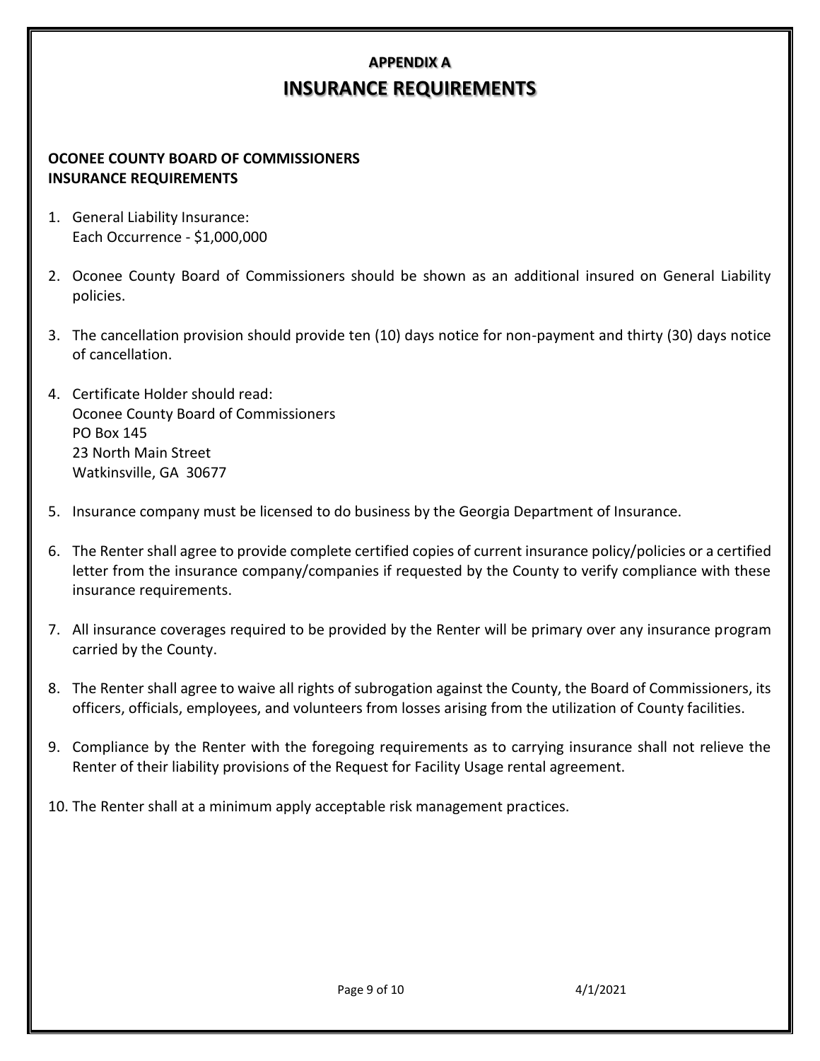# APPENDIX A

# INSURANCE REQUIREMENTS

**OCONEE COUNTY BOARD OF COMMISSIONERS**
**INSURANCE REQUIREMENTS**

1. General Liability Insurance:
   Each Occurrence - $1,000,000

2. Oconee County Board of Commissioners should be shown as an additional insured on General Liability policies.

3. The cancellation provision should provide ten (10) days notice for non-payment and thirty (30) days notice of cancellation.

4. Certificate Holder should read:
   Oconee County Board of Commissioners
   PO Box 145
   23 North Main Street
   Watkinsville, GA 30677

5. Insurance company must be licensed to do business by the Georgia Department of Insurance.

6. The Renter shall agree to provide complete certified copies of current insurance policy/policies or a certified letter from the insurance company/companies if requested by the County to verify compliance with these insurance requirements.

7. All insurance coverages required to be provided by the Renter will be primary over any insurance program carried by the County.

8. The Renter shall agree to waive all rights of subrogation against the County, the Board of Commissioners, its officers, officials, employees, and volunteers from losses arising from the utilization of County facilities.

9. Compliance by the Renter with the foregoing requirements as to carrying insurance shall not relieve the Renter of their liability provisions of the Request for Facility Usage rental agreement.

10. The Renter shall at a minimum apply acceptable risk management practices.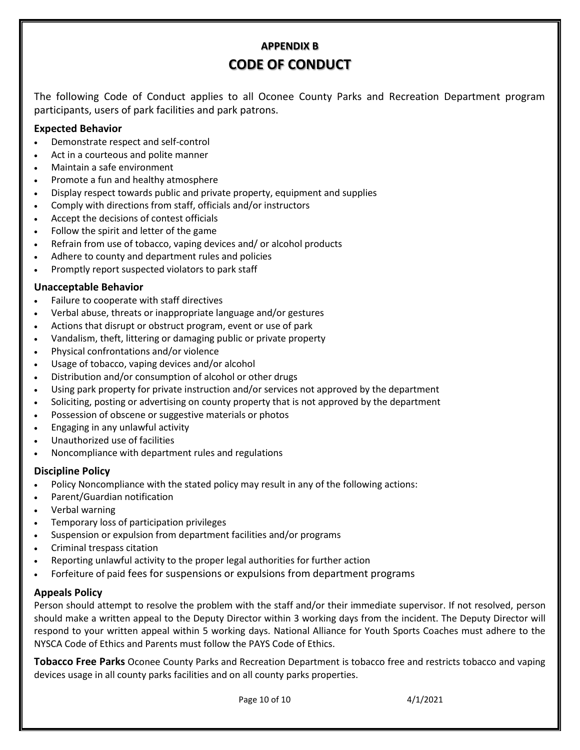## APPENDIX B

# CODE OF CONDUCT

The following Code of Conduct applies to all Oconee County Parks and Recreation Department program participants, users of park facilities and park patrons.

### Expected Behavior

- Demonstrate respect and self-control
- Act in a courteous and polite manner
- Maintain a safe environment
- Promote a fun and healthy atmosphere
- Display respect towards public and private property, equipment and supplies
- Comply with directions from staff, officials and/or instructors
- Accept the decisions of contest officials
- Follow the spirit and letter of the game
- Refrain from use of tobacco, vaping devices and/ or alcohol products
- Adhere to county and department rules and policies
- Promptly report suspected violators to park staff

### Unacceptable Behavior

- Failure to cooperate with staff directives
- Verbal abuse, threats or inappropriate language and/or gestures
- Actions that disrupt or obstruct program, event or use of park
- Vandalism, theft, littering or damaging public or private property
- Physical confrontations and/or violence
- Usage of tobacco, vaping devices and/or alcohol
- Distribution and/or consumption of alcohol or other drugs
- Using park property for private instruction and/or services not approved by the department
- Soliciting, posting or advertising on county property that is not approved by the department
- Possession of obscene or suggestive materials or photos
- Engaging in any unlawful activity
- Unauthorized use of facilities
- Noncompliance with department rules and regulations

### Discipline Policy

- Policy Noncompliance with the stated policy may result in any of the following actions:
- Parent/Guardian notification
- Verbal warning
- Temporary loss of participation privileges
- Suspension or expulsion from department facilities and/or programs
- Criminal trespass citation
- Reporting unlawful activity to the proper legal authorities for further action
- Forfeiture of paid fees for suspensions or expulsions from department programs

### Appeals Policy

Person should attempt to resolve the problem with the staff and/or their immediate supervisor. If not resolved, person should make a written appeal to the Deputy Director within 3 working days from the incident. The Deputy Director will respond to your written appeal within 5 working days. National Alliance for Youth Sports Coaches must adhere to the NYSCA Code of Ethics and Parents must follow the PAYS Code of Ethics.

**Tobacco Free Parks** Oconee County Parks and Recreation Department is tobacco free and restricts tobacco and vaping devices usage in all county parks facilities and on all county parks properties.

4/1/2021